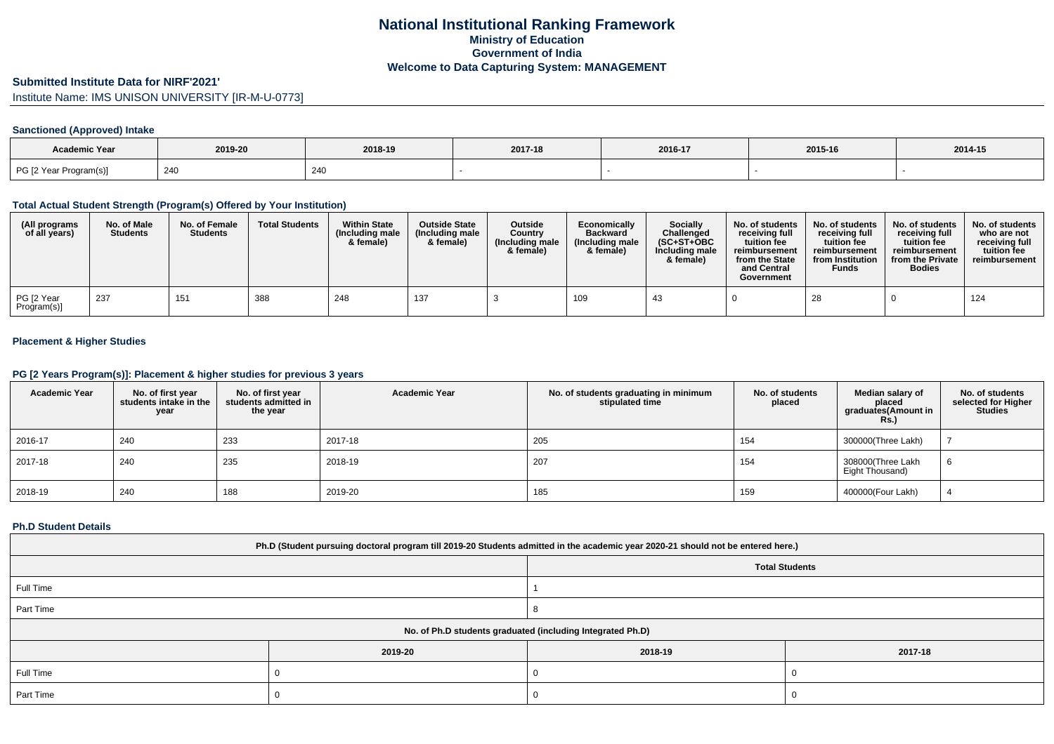# National Institutional Ranking Framework

## Ministry of Education

## Government of India

## Welcome to Data Capturing System: MANAGEMENT

### Submitted Institute Data for NIRF'2021'

Institute Name: IMS UNISON UNIVERSITY [IR-M-U-0773]

#### Sanctioned (Approved) Intake

| Academic Year | 2019-20 | 2018-19 | 2017-18 | 2016-17 | 2015-16 | 2014-15 |
|---|---|---|---|---|---|---|
| PG [2 Year Program(s)] | 240 | 240 | - | - | - | - |

#### Total Actual Student Strength (Program(s) Offered by Your Institution)

| (All programs of all years) | No. of Male Students | No. of Female Students | Total Students | Within State (Including male & female) | Outside State (Including male & female) | Outside Country (Including male & female) | Economically Backward (Including male & female) | Socially Challenged (SC+ST+OBC Including male & female) | No. of students receiving full tuition fee reimbursement from the State and Central Government | No. of students receiving full tuition fee reimbursement from Institution Funds | No. of students receiving full tuition fee reimbursement from the Private Bodies | No. of students who are not receiving full tuition fee reimbursement |
|---|---|---|---|---|---|---|---|---|---|---|---|---|
| PG [2 Year Program(s)] | 237 | 151 | 388 | 248 | 137 | 3 | 109 | 43 | 0 | 28 | 0 | 124 |

#### Placement & Higher Studies

#### PG [2 Years Program(s)]: Placement & higher studies for previous 3 years

| Academic Year | No. of first year students intake in the year | No. of first year students admitted in the year | Academic Year | No. of students graduating in minimum stipulated time | No. of students placed | Median salary of placed graduates(Amount in Rs.) | No. of students selected for Higher Studies |
|---|---|---|---|---|---|---|---|
| 2016-17 | 240 | 233 | 2017-18 | 205 | 154 | 300000(Three Lakh) | 7 |
| 2017-18 | 240 | 235 | 2018-19 | 207 | 154 | 308000(Three Lakh Eight Thousand) | 6 |
| 2018-19 | 240 | 188 | 2019-20 | 185 | 159 | 400000(Four Lakh) | 4 |

#### Ph.D Student Details

| Ph.D (Student pursuing doctoral program till 2019-20 Students admitted in the academic year 2020-21 should not be entered here.) | |
|---|---|
| | Total Students |
| Full Time | 1 |
| Part Time | 8 |

| No. of Ph.D students graduated (including Integrated Ph.D) | | | |
|---|---|---|---|
| | 2019-20 | 2018-19 | 2017-18 |
| Full Time | 0 | 0 | 0 |
| Part Time | 0 | 0 | 0 |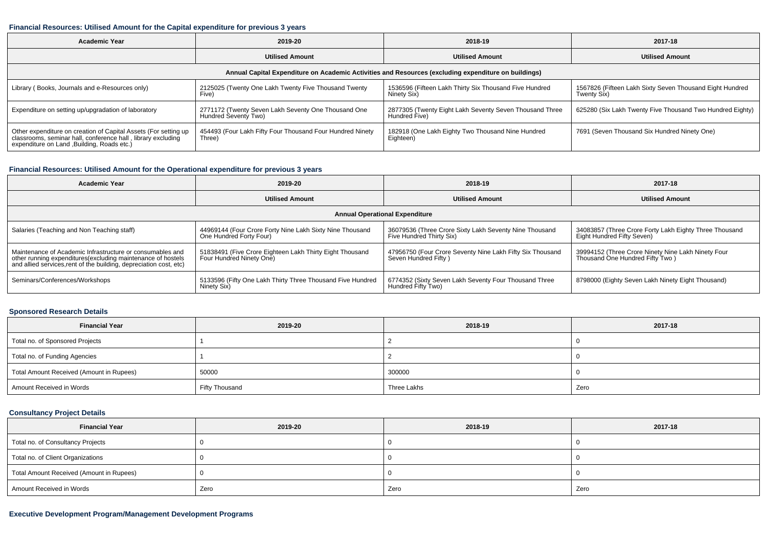### Financial Resources: Utilised Amount for the Capital expenditure for previous 3 years

| Academic Year | 2019-20 | 2018-19 | 2017-18 |
|---|---|---|---|
| | Utilised Amount | Utilised Amount | Utilised Amount |
| Annual Capital Expenditure on Academic Activities and Resources (excluding expenditure on buildings) | | | |
| Library ( Books, Journals and e-Resources only) | 2125025 (Twenty One Lakh Twenty Five Thousand Twenty Five) | 1536596 (Fifteen Lakh Thirty Six Thousand Five Hundred Ninety Six) | 1567826 (Fifteen Lakh Sixty Seven Thousand Eight Hundred Twenty Six) |
| Expenditure on setting up/upgradation of laboratory | 2771172 (Twenty Seven Lakh Seventy One Thousand One Hundred Seventy Two) | 2877305 (Twenty Eight Lakh Seventy Seven Thousand Three Hundred Five) | 625280 (Six Lakh Twenty Five Thousand Two Hundred Eighty) |
| Other expenditure on creation of Capital Assets (For setting up classrooms, seminar hall, conference hall , library excluding expenditure on Land ,Building, Roads etc.) | 454493 (Four Lakh Fifty Four Thousand Four Hundred Ninety Three) | 182918 (One Lakh Eighty Two Thousand Nine Hundred Eighteen) | 7691 (Seven Thousand Six Hundred Ninety One) |

### Financial Resources: Utilised Amount for the Operational expenditure for previous 3 years

| Academic Year | 2019-20 | 2018-19 | 2017-18 |
|---|---|---|---|
| | Utilised Amount | Utilised Amount | Utilised Amount |
| Annual Operational Expenditure | | | |
| Salaries (Teaching and Non Teaching staff) | 44969144 (Four Crore Forty Nine Lakh Sixty Nine Thousand One Hundred Forty Four) | 36079536 (Three Crore Sixty Lakh Seventy Nine Thousand Five Hundred Thirty Six) | 34083857 (Three Crore Forty Lakh Eighty Three Thousand Eight Hundred Fifty Seven) |
| Maintenance of Academic Infrastructure or consumables and other running expenditures(excluding maintenance of hostels and allied services,rent of the building, depreciation cost, etc) | 51838491 (Five Crore Eighteen Lakh Thirty Eight Thousand Four Hundred Ninety One) | 47956750 (Four Crore Seventy Nine Lakh Fifty Six Thousand Seven Hundred Fifty ) | 39994152 (Three Crore Ninety Nine Lakh Ninety Four Thousand One Hundred Fifty Two ) |
| Seminars/Conferences/Workshops | 5133596 (Fifty One Lakh Thirty Three Thousand Five Hundred Ninety Six) | 6774352 (Sixty Seven Lakh Seventy Four Thousand Three Hundred Fifty Two) | 8798000 (Eighty Seven Lakh Ninety Eight Thousand) |

### Sponsored Research Details

| Financial Year | 2019-20 | 2018-19 | 2017-18 |
|---|---|---|---|
| Total no. of Sponsored Projects | 1 | 2 | 0 |
| Total no. of Funding Agencies | 1 | 2 | 0 |
| Total Amount Received (Amount in Rupees) | 50000 | 300000 | 0 |
| Amount Received in Words | Fifty Thousand | Three Lakhs | Zero |

### Consultancy Project Details

| Financial Year | 2019-20 | 2018-19 | 2017-18 |
|---|---|---|---|
| Total no. of Consultancy Projects | 0 | 0 | 0 |
| Total no. of Client Organizations | 0 | 0 | 0 |
| Total Amount Received (Amount in Rupees) | 0 | 0 | 0 |
| Amount Received in Words | Zero | Zero | Zero |

### Executive Development Program/Management Development Programs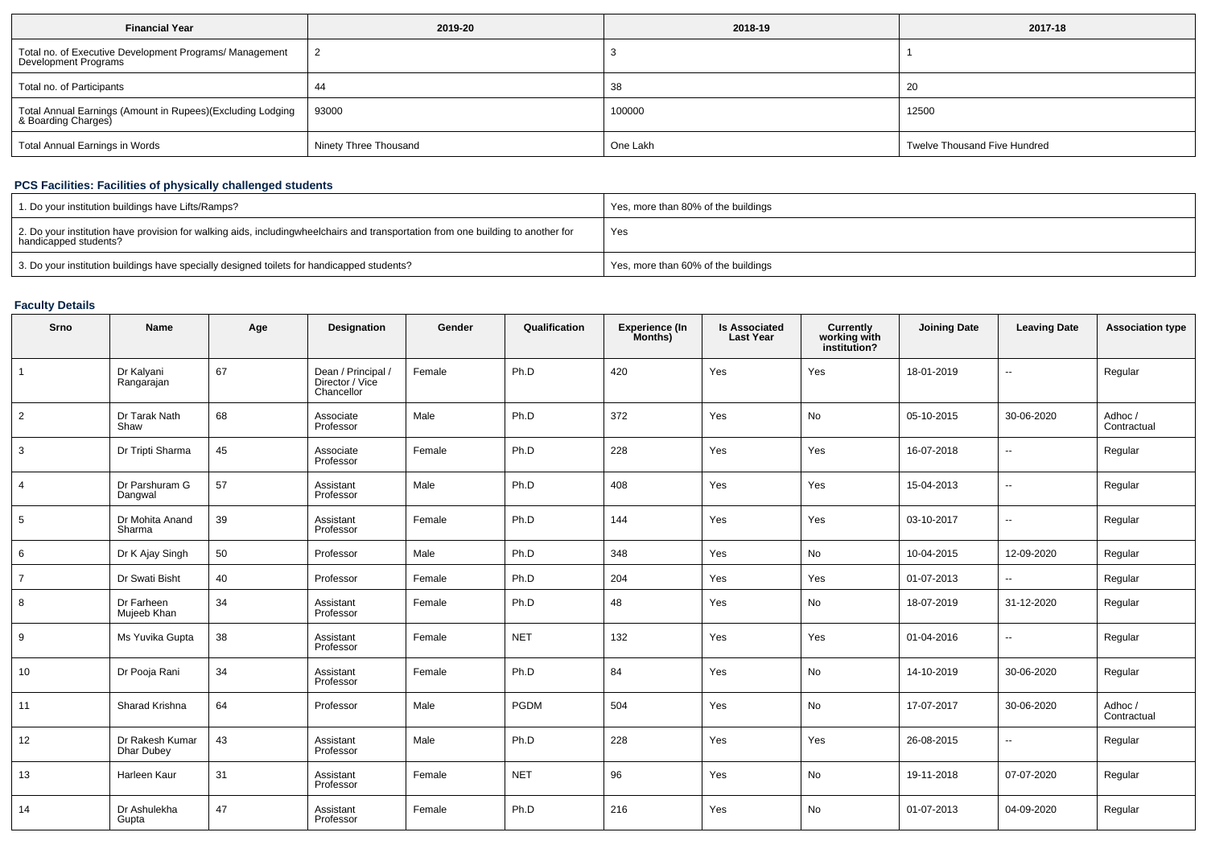| Financial Year | 2019-20 | 2018-19 | 2017-18 |
|---|---|---|---|
| Total no. of Executive Development Programs/ Management Development Programs | 2 | 3 | 1 |
| Total no. of Participants | 44 | 38 | 20 |
| Total Annual Earnings (Amount in Rupees)(Excluding Lodging & Boarding Charges) | 93000 | 100000 | 12500 |
| Total Annual Earnings in Words | Ninety Three Thousand | One Lakh | Twelve Thousand Five Hundred |

### PCS Facilities: Facilities of physically challenged students

| | |
|---|---|
| 1. Do your institution buildings have Lifts/Ramps? | Yes, more than 80% of the buildings |
| 2. Do your institution have provision for walking aids, includingwheelchairs and transportation from one building to another for handicapped students? | Yes |
| 3. Do your institution buildings have specially designed toilets for handicapped students? | Yes, more than 60% of the buildings |

### Faculty Details

| Srno | Name | Age | Designation | Gender | Qualification | Experience (In Months) | Is Associated Last Year | Currently working with institution? | Joining Date | Leaving Date | Association type |
|---|---|---|---|---|---|---|---|---|---|---|---|
| 1 | Dr Kalyani Rangarajan | 67 | Dean / Principal / Director / Vice Chancellor | Female | Ph.D | 420 | Yes | Yes | 18-01-2019 | -- | Regular |
| 2 | Dr Tarak Nath Shaw | 68 | Associate Professor | Male | Ph.D | 372 | Yes | No | 05-10-2015 | 30-06-2020 | Adhoc / Contractual |
| 3 | Dr Tripti Sharma | 45 | Associate Professor | Female | Ph.D | 228 | Yes | Yes | 16-07-2018 | -- | Regular |
| 4 | Dr Parshuram G Dangwal | 57 | Assistant Professor | Male | Ph.D | 408 | Yes | Yes | 15-04-2013 | -- | Regular |
| 5 | Dr Mohita Anand Sharma | 39 | Assistant Professor | Female | Ph.D | 144 | Yes | Yes | 03-10-2017 | -- | Regular |
| 6 | Dr K Ajay Singh | 50 | Professor | Male | Ph.D | 348 | Yes | No | 10-04-2015 | 12-09-2020 | Regular |
| 7 | Dr Swati Bisht | 40 | Professor | Female | Ph.D | 204 | Yes | Yes | 01-07-2013 | -- | Regular |
| 8 | Dr Farheen Mujeeb Khan | 34 | Assistant Professor | Female | Ph.D | 48 | Yes | No | 18-07-2019 | 31-12-2020 | Regular |
| 9 | Ms Yuvika Gupta | 38 | Assistant Professor | Female | NET | 132 | Yes | Yes | 01-04-2016 | -- | Regular |
| 10 | Dr Pooja Rani | 34 | Assistant Professor | Female | Ph.D | 84 | Yes | No | 14-10-2019 | 30-06-2020 | Regular |
| 11 | Sharad Krishna | 64 | Professor | Male | PGDM | 504 | Yes | No | 17-07-2017 | 30-06-2020 | Adhoc / Contractual |
| 12 | Dr Rakesh Kumar Dhar Dubey | 43 | Assistant Professor | Male | Ph.D | 228 | Yes | Yes | 26-08-2015 | -- | Regular |
| 13 | Harleen Kaur | 31 | Assistant Professor | Female | NET | 96 | Yes | No | 19-11-2018 | 07-07-2020 | Regular |
| 14 | Dr Ashulekha Gupta | 47 | Assistant Professor | Female | Ph.D | 216 | Yes | No | 01-07-2013 | 04-09-2020 | Regular |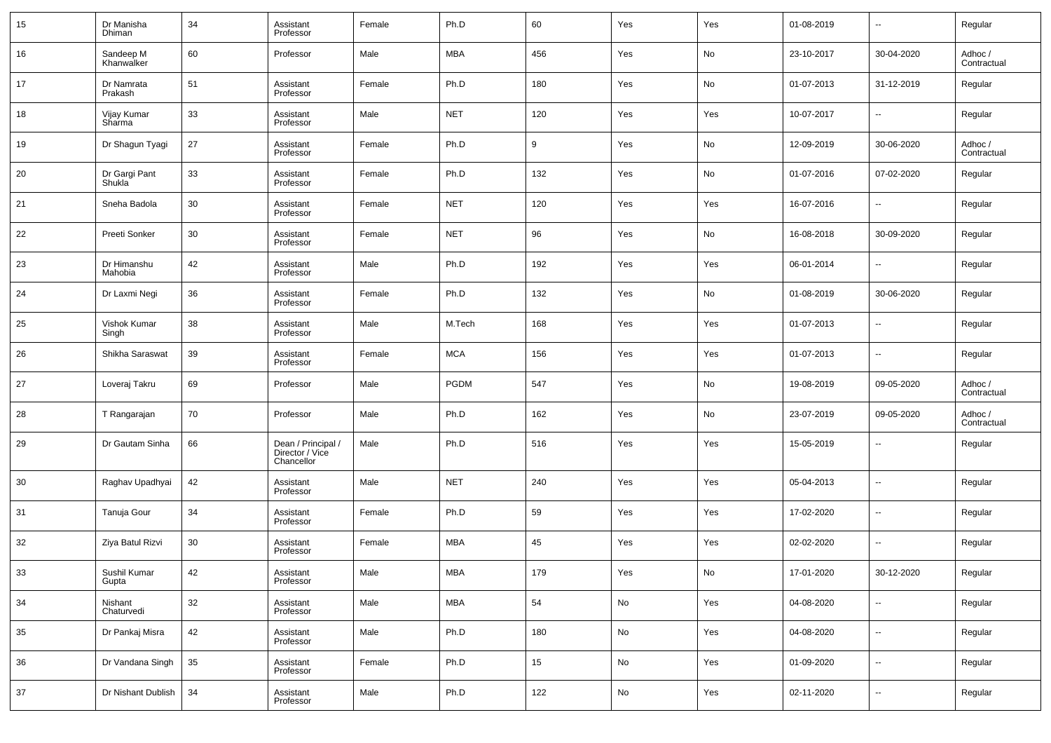| 15 | Dr Manisha Dhiman | 34 | Assistant Professor | Female | Ph.D | 60 | Yes | Yes | 01-08-2019 | -- | Regular |
|---|---|---|---|---|---|---|---|---|---|---|---|
| 16 | Sandeep M Khanwalker | 60 | Professor | Male | MBA | 456 | Yes | No | 23-10-2017 | 30-04-2020 | Adhoc / Contractual |
| 17 | Dr Namrata Prakash | 51 | Assistant Professor | Female | Ph.D | 180 | Yes | No | 01-07-2013 | 31-12-2019 | Regular |
| 18 | Vijay Kumar Sharma | 33 | Assistant Professor | Male | NET | 120 | Yes | Yes | 10-07-2017 | -- | Regular |
| 19 | Dr Shagun Tyagi | 27 | Assistant Professor | Female | Ph.D | 9 | Yes | No | 12-09-2019 | 30-06-2020 | Adhoc / Contractual |
| 20 | Dr Gargi Pant Shukla | 33 | Assistant Professor | Female | Ph.D | 132 | Yes | No | 01-07-2016 | 07-02-2020 | Regular |
| 21 | Sneha Badola | 30 | Assistant Professor | Female | NET | 120 | Yes | Yes | 16-07-2016 | -- | Regular |
| 22 | Preeti Sonker | 30 | Assistant Professor | Female | NET | 96 | Yes | No | 16-08-2018 | 30-09-2020 | Regular |
| 23 | Dr Himanshu Mahobia | 42 | Assistant Professor | Male | Ph.D | 192 | Yes | Yes | 06-01-2014 | -- | Regular |
| 24 | Dr Laxmi Negi | 36 | Assistant Professor | Female | Ph.D | 132 | Yes | No | 01-08-2019 | 30-06-2020 | Regular |
| 25 | Vishok Kumar Singh | 38 | Assistant Professor | Male | M.Tech | 168 | Yes | Yes | 01-07-2013 | -- | Regular |
| 26 | Shikha Saraswat | 39 | Assistant Professor | Female | MCA | 156 | Yes | Yes | 01-07-2013 | -- | Regular |
| 27 | Loveraj Takru | 69 | Professor | Male | PGDM | 547 | Yes | No | 19-08-2019 | 09-05-2020 | Adhoc / Contractual |
| 28 | T Rangarajan | 70 | Professor | Male | Ph.D | 162 | Yes | No | 23-07-2019 | 09-05-2020 | Adhoc / Contractual |
| 29 | Dr Gautam Sinha | 66 | Dean / Principal / Director / Vice Chancellor | Male | Ph.D | 516 | Yes | Yes | 15-05-2019 | -- | Regular |
| 30 | Raghav Upadhyai | 42 | Assistant Professor | Male | NET | 240 | Yes | Yes | 05-04-2013 | -- | Regular |
| 31 | Tanuja Gour | 34 | Assistant Professor | Female | Ph.D | 59 | Yes | Yes | 17-02-2020 | -- | Regular |
| 32 | Ziya Batul Rizvi | 30 | Assistant Professor | Female | MBA | 45 | Yes | Yes | 02-02-2020 | -- | Regular |
| 33 | Sushil Kumar Gupta | 42 | Assistant Professor | Male | MBA | 179 | Yes | No | 17-01-2020 | 30-12-2020 | Regular |
| 34 | Nishant Chaturvedi | 32 | Assistant Professor | Male | MBA | 54 | No | Yes | 04-08-2020 | -- | Regular |
| 35 | Dr Pankaj Misra | 42 | Assistant Professor | Male | Ph.D | 180 | No | Yes | 04-08-2020 | -- | Regular |
| 36 | Dr Vandana Singh | 35 | Assistant Professor | Female | Ph.D | 15 | No | Yes | 01-09-2020 | -- | Regular |
| 37 | Dr Nishant Dublish | 34 | Assistant Professor | Male | Ph.D | 122 | No | Yes | 02-11-2020 | -- | Regular |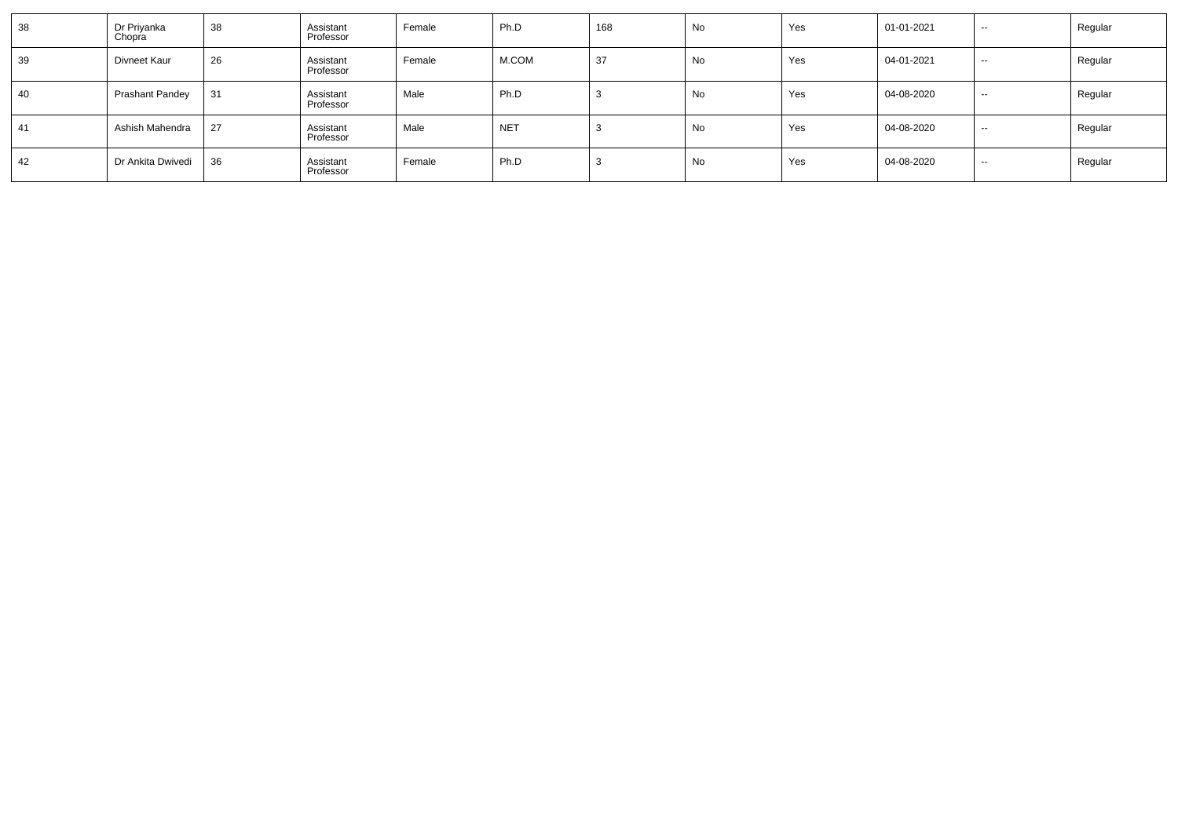| | | | | | | | | | | | |
|---|---|---|---|---|---|---|---|---|---|---|---|
| 38 | Dr Priyanka Chopra | 38 | Assistant Professor | Female | Ph.D | 168 | No | Yes | 01-01-2021 | -- | Regular |
| 39 | Divneet Kaur | 26 | Assistant Professor | Female | M.COM | 37 | No | Yes | 04-01-2021 | -- | Regular |
| 40 | Prashant Pandey | 31 | Assistant Professor | Male | Ph.D | 3 | No | Yes | 04-08-2020 | -- | Regular |
| 41 | Ashish Mahendra | 27 | Assistant Professor | Male | NET | 3 | No | Yes | 04-08-2020 | -- | Regular |
| 42 | Dr Ankita Dwivedi | 36 | Assistant Professor | Female | Ph.D | 3 | No | Yes | 04-08-2020 | -- | Regular |